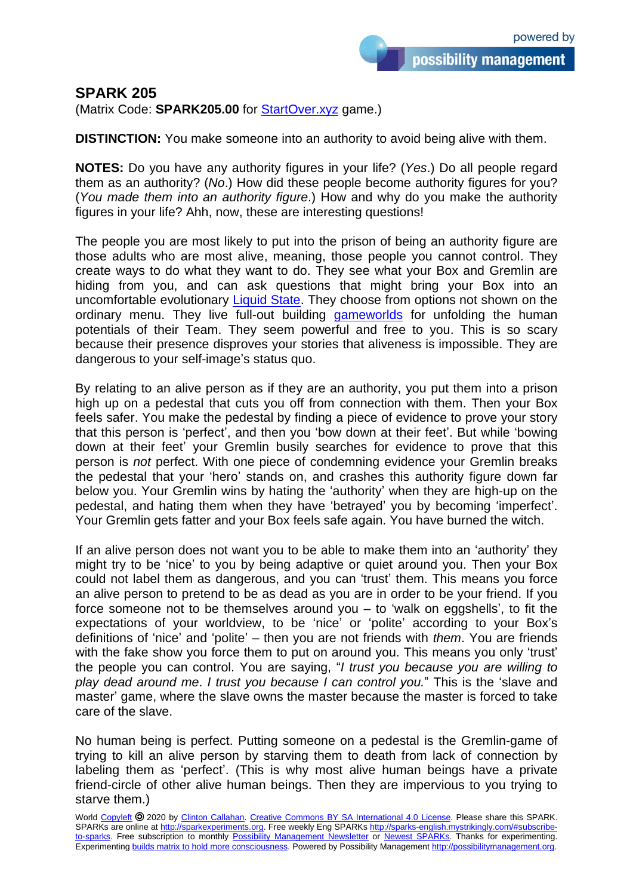## SPARK 205

(Matrix Code: **SPARK205.00** for [StartOver.xyz](StartOver.xyz) game.)

**DISTINCTION:** You make someone into an authority to avoid being alive with them.

**NOTES:** Do you have any authority figures in your life? (*Yes*.) Do all people regard them as an authority? (*No*.) How did these people become authority figures for you? (*You made them into an authority figure*.) How and why do you make the authority figures in your life? Ahh, now, these are interesting questions!

The people you are most likely to put into the prison of being an authority figure are those adults who are most alive, meaning, those people you cannot control. They create ways to do what they want to do. They see what your Box and Gremlin are hiding from you, and can ask questions that might bring your Box into an uncomfortable evolutionary Liquid State. They choose from options not shown on the ordinary menu. They live full-out building gameworlds for unfolding the human potentials of their Team. They seem powerful and free to you. This is so scary because their presence disproves your stories that aliveness is impossible. They are dangerous to your self-image's status quo.

By relating to an alive person as if they are an authority, you put them into a prison high up on a pedestal that cuts you off from connection with them. Then your Box feels safer. You make the pedestal by finding a piece of evidence to prove your story that this person is 'perfect', and then you 'bow down at their feet'. But while 'bowing down at their feet' your Gremlin busily searches for evidence to prove that this person is *not* perfect. With one piece of condemning evidence your Gremlin breaks the pedestal that your 'hero' stands on, and crashes this authority figure down far below you. Your Gremlin wins by hating the 'authority' when they are high-up on the pedestal, and hating them when they have 'betrayed' you by becoming 'imperfect'. Your Gremlin gets fatter and your Box feels safe again. You have burned the witch.

If an alive person does not want you to be able to make them into an 'authority' they might try to be 'nice' to you by being adaptive or quiet around you. Then your Box could not label them as dangerous, and you can 'trust' them. This means you force an alive person to pretend to be as dead as you are in order to be your friend. If you force someone not to be themselves around you – to 'walk on eggshells', to fit the expectations of your worldview, to be 'nice' or 'polite' according to your Box's definitions of 'nice' and 'polite' – then you are not friends with *them*. You are friends with the fake show you force them to put on around you. This means you only 'trust' the people you can control. You are saying, "*I trust you because you are willing to play dead around me*. *I trust you because I can control you.*" This is the 'slave and master' game, where the slave owns the master because the master is forced to take care of the slave.

No human being is perfect. Putting someone on a pedestal is the Gremlin-game of trying to kill an alive person by starving them to death from lack of connection by labeling them as 'perfect'. (This is why most alive human beings have a private friend-circle of other alive human beings. Then they are impervious to you trying to starve them.)

World Copyleft 🄯 2020 by Clinton Callahan. Creative Commons BY SA International 4.0 License. Please share this SPARK. SPARKs are online at http://sparkexperiments.org. Free weekly Eng SPARKs http://sparks-english.mystrikingly.com/#subscribe-to-sparks. Free subscription to monthly Possibility Management Newsletter or Newest SPARKs. Thanks for experimenting. Experimenting builds matrix to hold more consciousness. Powered by Possibility Management http://possibilitymanagement.org.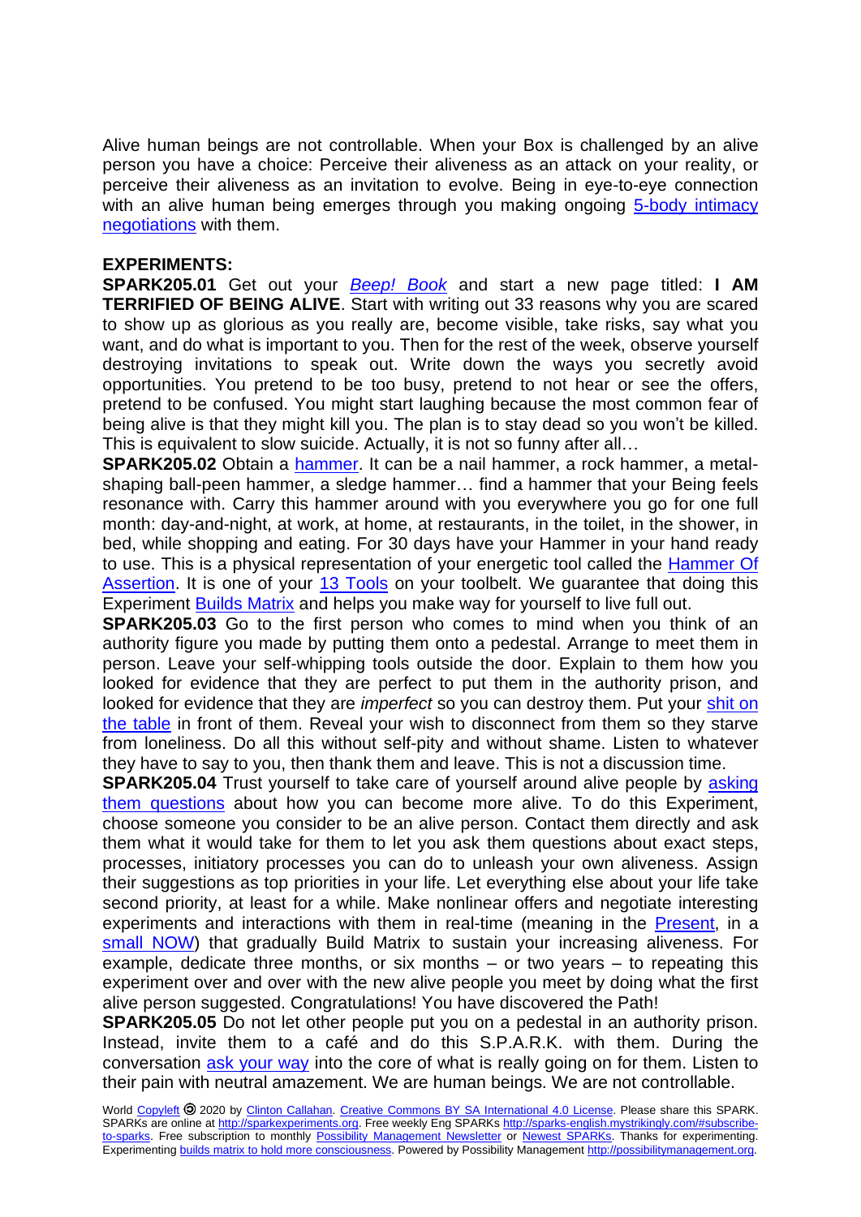Alive human beings are not controllable. When your Box is challenged by an alive person you have a choice: Perceive their aliveness as an attack on your reality, or perceive their aliveness as an invitation to evolve. Being in eye-to-eye connection with an alive human being emerges through you making ongoing 5-body intimacy negotiations with them.

**EXPERIMENTS:**

**SPARK205.01** Get out your *Beep! Book* and start a new page titled: **I AM TERRIFIED OF BEING ALIVE**. Start with writing out 33 reasons why you are scared to show up as glorious as you really are, become visible, take risks, say what you want, and do what is important to you. Then for the rest of the week, observe yourself destroying invitations to speak out. Write down the ways you secretly avoid opportunities. You pretend to be too busy, pretend to not hear or see the offers, pretend to be confused. You might start laughing because the most common fear of being alive is that they might kill you. The plan is to stay dead so you won't be killed. This is equivalent to slow suicide. Actually, it is not so funny after all…

**SPARK205.02** Obtain a hammer. It can be a nail hammer, a rock hammer, a metal-shaping ball-peen hammer, a sledge hammer… find a hammer that your Being feels resonance with. Carry this hammer around with you everywhere you go for one full month: day-and-night, at work, at home, at restaurants, in the toilet, in the shower, in bed, while shopping and eating. For 30 days have your Hammer in your hand ready to use. This is a physical representation of your energetic tool called the Hammer Of Assertion. It is one of your 13 Tools on your toolbelt. We guarantee that doing this Experiment Builds Matrix and helps you make way for yourself to live full out.

**SPARK205.03** Go to the first person who comes to mind when you think of an authority figure you made by putting them onto a pedestal. Arrange to meet them in person. Leave your self-whipping tools outside the door. Explain to them how you looked for evidence that they are perfect to put them in the authority prison, and looked for evidence that they are *imperfect* so you can destroy them. Put your shit on the table in front of them. Reveal your wish to disconnect from them so they starve from loneliness. Do all this without self-pity and without shame. Listen to whatever they have to say to you, then thank them and leave. This is not a discussion time.

**SPARK205.04** Trust yourself to take care of yourself around alive people by asking them questions about how you can become more alive. To do this Experiment, choose someone you consider to be an alive person. Contact them directly and ask them what it would take for them to let you ask them questions about exact steps, processes, initiatory processes you can do to unleash your own aliveness. Assign their suggestions as top priorities in your life. Let everything else about your life take second priority, at least for a while. Make nonlinear offers and negotiate interesting experiments and interactions with them in real-time (meaning in the Present, in a small NOW) that gradually Build Matrix to sustain your increasing aliveness. For example, dedicate three months, or six months – or two years – to repeating this experiment over and over with the new alive people you meet by doing what the first alive person suggested. Congratulations! You have discovered the Path!

**SPARK205.05** Do not let other people put you on a pedestal in an authority prison. Instead, invite them to a café and do this S.P.A.R.K. with them. During the conversation ask your way into the core of what is really going on for them. Listen to their pain with neutral amazement. We are human beings. We are not controllable.

World Copyleft 🄯 2020 by Clinton Callahan. Creative Commons BY SA International 4.0 License. Please share this SPARK. SPARKs are online at http://sparkexperiments.org. Free weekly Eng SPARKs http://sparks-english.mystrikingly.com/#subscribe-to-sparks. Free subscription to monthly Possibility Management Newsletter or Newest SPARKs. Thanks for experimenting. Experimenting builds matrix to hold more consciousness. Powered by Possibility Management http://possibilitymanagement.org.